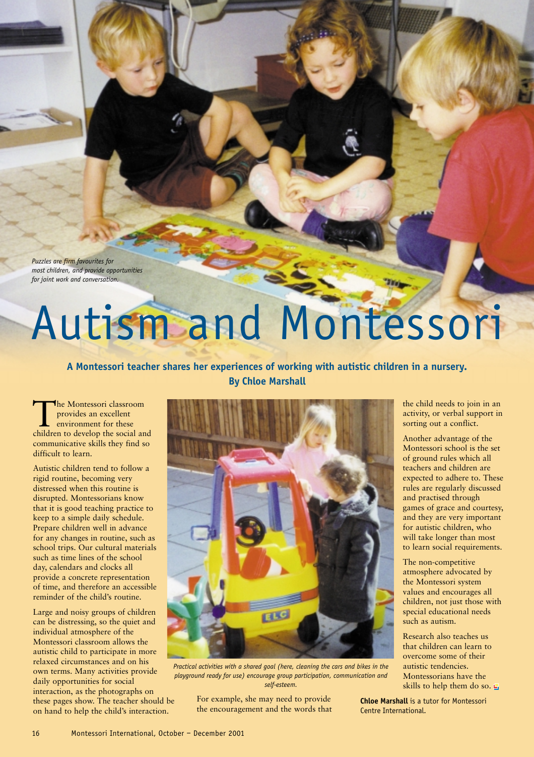*Puzzles are firm favourites for most children, and provide opportunities for joint work and conversation.*

# Autism and Montessori

**A Montessori teacher shares her experiences of working with autistic children in a nursery. By Chloe Marshall**

The Montessori classroom provides an excellent environment for these children to develop the social and communicative skills they find so difficult to learn.

Autistic children tend to follow a rigid routine, becoming very distressed when this routine is disrupted. Montessorians know that it is good teaching practice to keep to a simple daily schedule. Prepare children well in advance for any changes in routine, such as school trips. Our cultural materials such as time lines of the school day, calendars and clocks all provide a concrete representation of time, and therefore an accessible reminder of the child's routine.

Large and noisy groups of children can be distressing, so the quiet and individual atmosphere of the Montessori classroom allows the autistic child to participate in more relaxed circumstances and on his own terms. Many activities provide daily opportunities for social interaction, as the photographs on these pages show. The teacher should be on hand to help the child's interaction.

*Practical activities with a shared goal (here, cleaning the cars and bikes in the playground ready for use) encourage group participation, communication and self-esteem.*

For example, she may need to provide the encouragement and the words that the child needs to join in an activity, or verbal support in sorting out a conflict.

Another advantage of the Montessori school is the set of ground rules which all teachers and children are expected to adhere to. These rules are regularly discussed and practised through games of grace and courtesy, and they are very important for autistic children, who will take longer than most to learn social requirements.

The non-competitive atmosphere advocated by the Montessori system values and encourages all children, not just those with special educational needs such as autism.

Research also teaches us that children can learn to overcome some of their autistic tendencies. Montessorians have the skills to help them do so.

**Chloe Marshall** is a tutor for Montessori Centre International.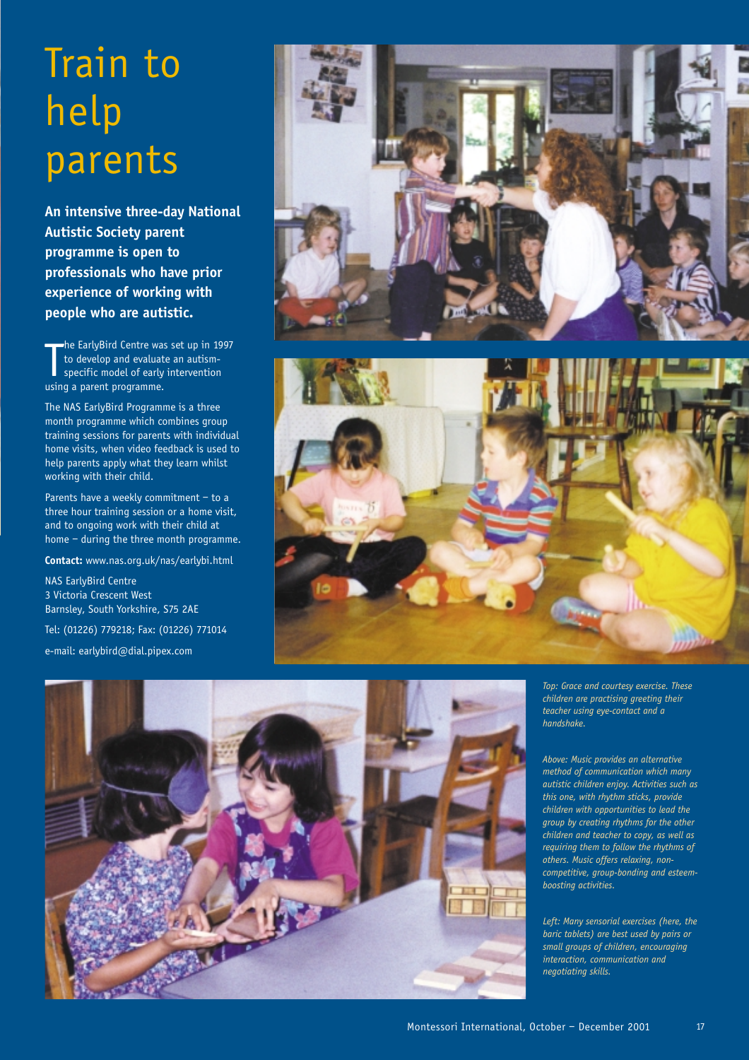# Train to help parents

**An intensive three-day National Autistic Society parent programme is open to professionals who have prior experience of working with people who are autistic.**

The EarlyBird Centre was set up in 1997 to develop and evaluate an autism-specific model of early intervention using a parent programme.

The NAS EarlyBird Programme is a three month programme which combines group training sessions for parents with individual home visits, when video feedback is used to help parents apply what they learn whilst working with their child.

Parents have a weekly commitment – to a three hour training session or a home visit, and to ongoing work with their child at home – during the three month programme.

**Contact:** www.nas.org.uk/nas/earlybi.html

NAS EarlyBird Centre
3 Victoria Crescent West
Barnsley, South Yorkshire, S75 2AE

Tel: (01226) 779218; Fax: (01226) 771014

e-mail: earlybird@dial.pipex.com

*Top: Grace and courtesy exercise. These children are practising greeting their teacher using eye-contact and a handshake.*

*Above: Music provides an alternative method of communication which many autistic children enjoy. Activities such as this one, with rhythm sticks, provide children with opportunities to lead the group by creating rhythms for the other children and teacher to copy, as well as requiring them to follow the rhythms of others. Music offers relaxing, non-competitive, group-bonding and esteem-boosting activities.*

*Left: Many sensorial exercises (here, the baric tablets) are best used by pairs or small groups of children, encouraging interaction, communication and negotiating skills.*